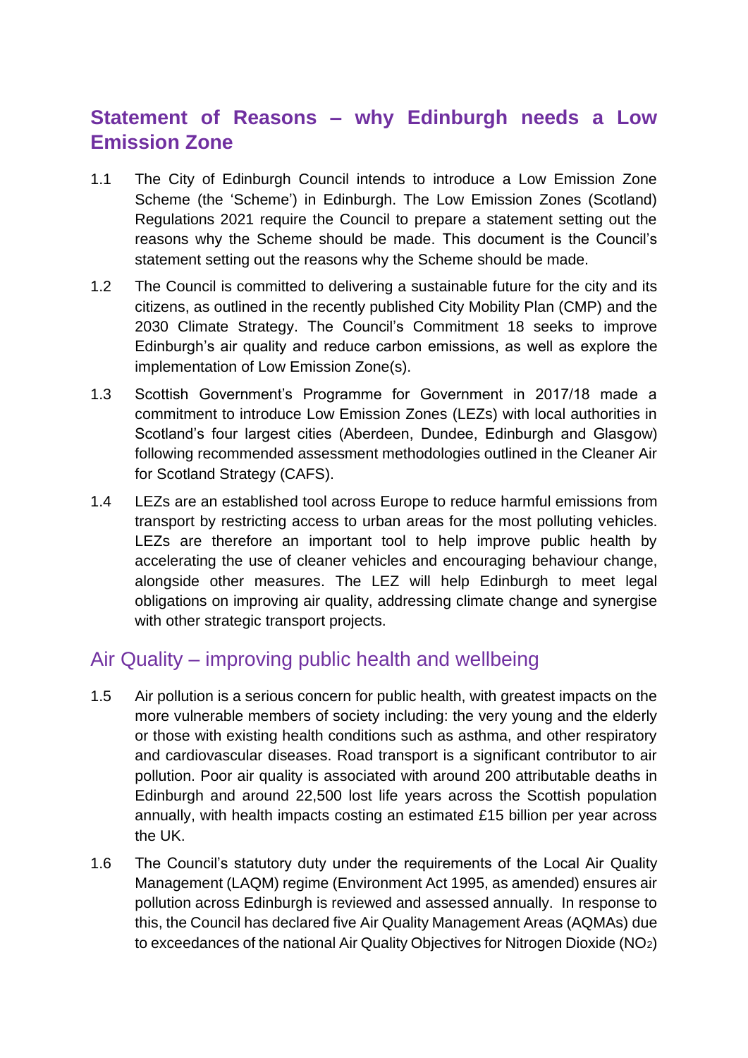## Statement of Reasons – why Edinburgh needs a Low Emission Zone

1.1 The City of Edinburgh Council intends to introduce a Low Emission Zone Scheme (the 'Scheme') in Edinburgh. The Low Emission Zones (Scotland) Regulations 2021 require the Council to prepare a statement setting out the reasons why the Scheme should be made. This document is the Council's statement setting out the reasons why the Scheme should be made.

1.2 The Council is committed to delivering a sustainable future for the city and its citizens, as outlined in the recently published City Mobility Plan (CMP) and the 2030 Climate Strategy. The Council's Commitment 18 seeks to improve Edinburgh's air quality and reduce carbon emissions, as well as explore the implementation of Low Emission Zone(s).

1.3 Scottish Government's Programme for Government in 2017/18 made a commitment to introduce Low Emission Zones (LEZs) with local authorities in Scotland's four largest cities (Aberdeen, Dundee, Edinburgh and Glasgow) following recommended assessment methodologies outlined in the Cleaner Air for Scotland Strategy (CAFS).

1.4 LEZs are an established tool across Europe to reduce harmful emissions from transport by restricting access to urban areas for the most polluting vehicles. LEZs are therefore an important tool to help improve public health by accelerating the use of cleaner vehicles and encouraging behaviour change, alongside other measures. The LEZ will help Edinburgh to meet legal obligations on improving air quality, addressing climate change and synergise with other strategic transport projects.

### Air Quality – improving public health and wellbeing

1.5 Air pollution is a serious concern for public health, with greatest impacts on the more vulnerable members of society including: the very young and the elderly or those with existing health conditions such as asthma, and other respiratory and cardiovascular diseases. Road transport is a significant contributor to air pollution. Poor air quality is associated with around 200 attributable deaths in Edinburgh and around 22,500 lost life years across the Scottish population annually, with health impacts costing an estimated £15 billion per year across the UK.

1.6 The Council's statutory duty under the requirements of the Local Air Quality Management (LAQM) regime (Environment Act 1995, as amended) ensures air pollution across Edinburgh is reviewed and assessed annually. In response to this, the Council has declared five Air Quality Management Areas (AQMAs) due to exceedances of the national Air Quality Objectives for Nitrogen Dioxide ($NO_2$)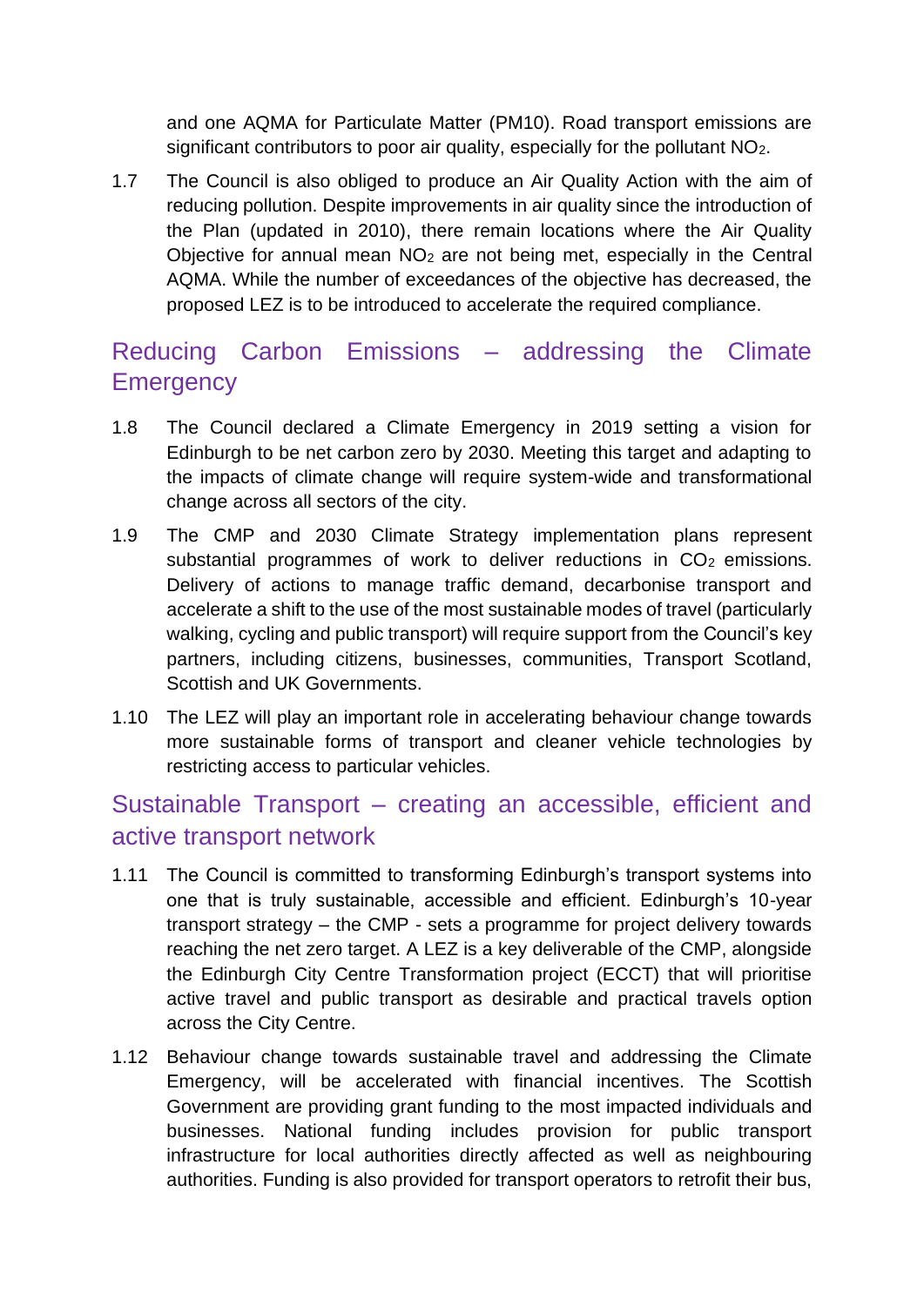and one AQMA for Particulate Matter (PM10). Road transport emissions are significant contributors to poor air quality, especially for the pollutant $NO_2$.

1.7 The Council is also obliged to produce an Air Quality Action with the aim of reducing pollution. Despite improvements in air quality since the introduction of the Plan (updated in 2010), there remain locations where the Air Quality Objective for annual mean $NO_2$ are not being met, especially in the Central AQMA. While the number of exceedances of the objective has decreased, the proposed LEZ is to be introduced to accelerate the required compliance.

## Reducing Carbon Emissions – addressing the Climate Emergency

1.8 The Council declared a Climate Emergency in 2019 setting a vision for Edinburgh to be net carbon zero by 2030. Meeting this target and adapting to the impacts of climate change will require system-wide and transformational change across all sectors of the city.

1.9 The CMP and 2030 Climate Strategy implementation plans represent substantial programmes of work to deliver reductions in $CO_2$ emissions. Delivery of actions to manage traffic demand, decarbonise transport and accelerate a shift to the use of the most sustainable modes of travel (particularly walking, cycling and public transport) will require support from the Council's key partners, including citizens, businesses, communities, Transport Scotland, Scottish and UK Governments.

1.10 The LEZ will play an important role in accelerating behaviour change towards more sustainable forms of transport and cleaner vehicle technologies by restricting access to particular vehicles.

## Sustainable Transport – creating an accessible, efficient and active transport network

1.11 The Council is committed to transforming Edinburgh's transport systems into one that is truly sustainable, accessible and efficient. Edinburgh's 10-year transport strategy – the CMP - sets a programme for project delivery towards reaching the net zero target. A LEZ is a key deliverable of the CMP, alongside the Edinburgh City Centre Transformation project (ECCT) that will prioritise active travel and public transport as desirable and practical travels option across the City Centre.

1.12 Behaviour change towards sustainable travel and addressing the Climate Emergency, will be accelerated with financial incentives. The Scottish Government are providing grant funding to the most impacted individuals and businesses. National funding includes provision for public transport infrastructure for local authorities directly affected as well as neighbouring authorities. Funding is also provided for transport operators to retrofit their bus,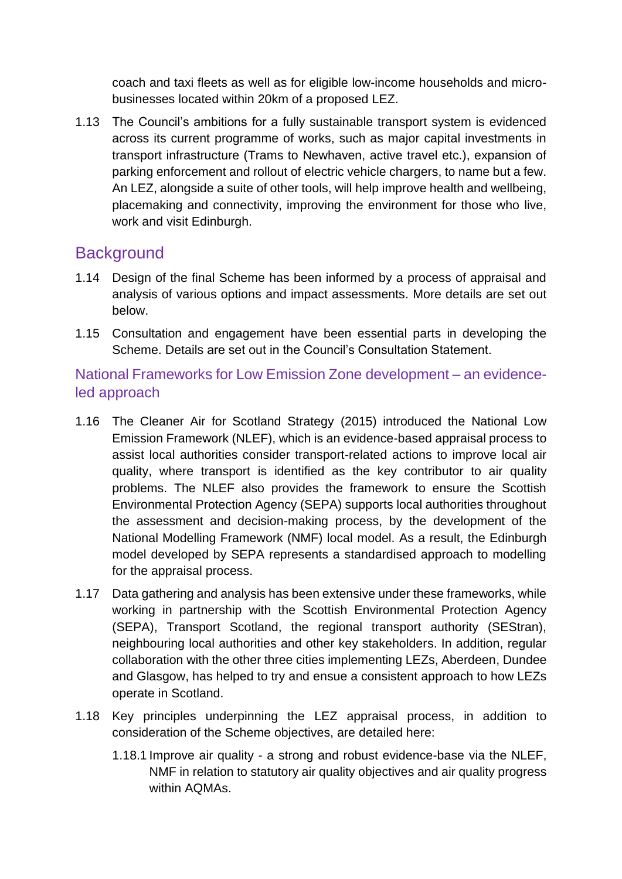coach and taxi fleets as well as for eligible low-income households and micro-businesses located within 20km of a proposed LEZ.

1.13 The Council's ambitions for a fully sustainable transport system is evidenced across its current programme of works, such as major capital investments in transport infrastructure (Trams to Newhaven, active travel etc.), expansion of parking enforcement and rollout of electric vehicle chargers, to name but a few. An LEZ, alongside a suite of other tools, will help improve health and wellbeing, placemaking and connectivity, improving the environment for those who live, work and visit Edinburgh.

## Background

1.14 Design of the final Scheme has been informed by a process of appraisal and analysis of various options and impact assessments. More details are set out below.

1.15 Consultation and engagement have been essential parts in developing the Scheme. Details are set out in the Council's Consultation Statement.

### National Frameworks for Low Emission Zone development – an evidence-led approach

1.16 The Cleaner Air for Scotland Strategy (2015) introduced the National Low Emission Framework (NLEF), which is an evidence-based appraisal process to assist local authorities consider transport-related actions to improve local air quality, where transport is identified as the key contributor to air quality problems. The NLEF also provides the framework to ensure the Scottish Environmental Protection Agency (SEPA) supports local authorities throughout the assessment and decision-making process, by the development of the National Modelling Framework (NMF) local model. As a result, the Edinburgh model developed by SEPA represents a standardised approach to modelling for the appraisal process.

1.17 Data gathering and analysis has been extensive under these frameworks, while working in partnership with the Scottish Environmental Protection Agency (SEPA), Transport Scotland, the regional transport authority (SEStran), neighbouring local authorities and other key stakeholders. In addition, regular collaboration with the other three cities implementing LEZs, Aberdeen, Dundee and Glasgow, has helped to try and ensue a consistent approach to how LEZs operate in Scotland.

1.18 Key principles underpinning the LEZ appraisal process, in addition to consideration of the Scheme objectives, are detailed here:

1.18.1 Improve air quality - a strong and robust evidence-base via the NLEF, NMF in relation to statutory air quality objectives and air quality progress within AQMAs.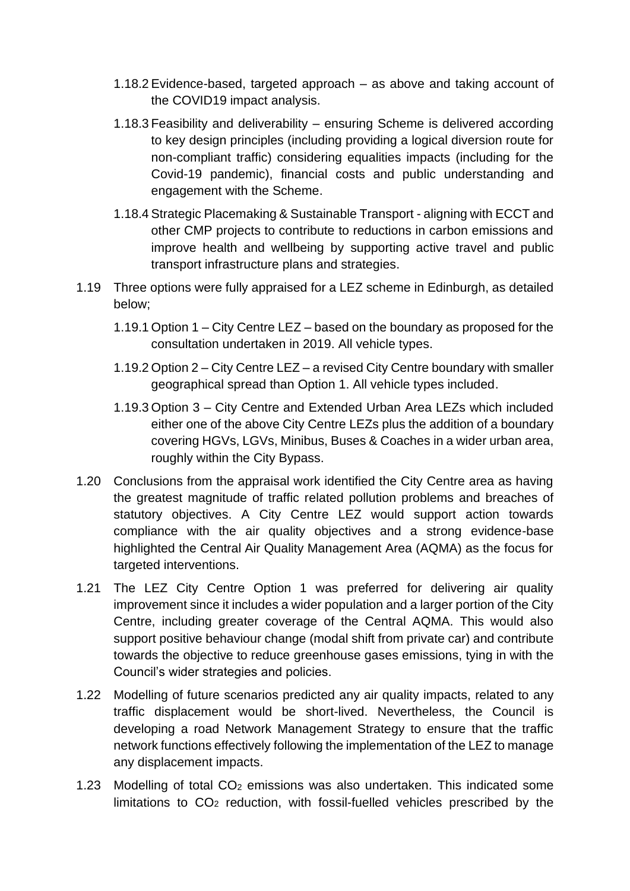1.18.2 Evidence-based, targeted approach – as above and taking account of the COVID19 impact analysis.

1.18.3 Feasibility and deliverability – ensuring Scheme is delivered according to key design principles (including providing a logical diversion route for non-compliant traffic) considering equalities impacts (including for the Covid-19 pandemic), financial costs and public understanding and engagement with the Scheme.

1.18.4 Strategic Placemaking & Sustainable Transport - aligning with ECCT and other CMP projects to contribute to reductions in carbon emissions and improve health and wellbeing by supporting active travel and public transport infrastructure plans and strategies.

1.19 Three options were fully appraised for a LEZ scheme in Edinburgh, as detailed below;

1.19.1 Option 1 – City Centre LEZ – based on the boundary as proposed for the consultation undertaken in 2019. All vehicle types.

1.19.2 Option 2 – City Centre LEZ – a revised City Centre boundary with smaller geographical spread than Option 1. All vehicle types included.

1.19.3 Option 3 – City Centre and Extended Urban Area LEZs which included either one of the above City Centre LEZs plus the addition of a boundary covering HGVs, LGVs, Minibus, Buses & Coaches in a wider urban area, roughly within the City Bypass.

1.20 Conclusions from the appraisal work identified the City Centre area as having the greatest magnitude of traffic related pollution problems and breaches of statutory objectives. A City Centre LEZ would support action towards compliance with the air quality objectives and a strong evidence-base highlighted the Central Air Quality Management Area (AQMA) as the focus for targeted interventions.

1.21 The LEZ City Centre Option 1 was preferred for delivering air quality improvement since it includes a wider population and a larger portion of the City Centre, including greater coverage of the Central AQMA. This would also support positive behaviour change (modal shift from private car) and contribute towards the objective to reduce greenhouse gases emissions, tying in with the Council's wider strategies and policies.

1.22 Modelling of future scenarios predicted any air quality impacts, related to any traffic displacement would be short-lived. Nevertheless, the Council is developing a road Network Management Strategy to ensure that the traffic network functions effectively following the implementation of the LEZ to manage any displacement impacts.

1.23 Modelling of total $CO_2$ emissions was also undertaken. This indicated some limitations to $CO_2$ reduction, with fossil-fuelled vehicles prescribed by the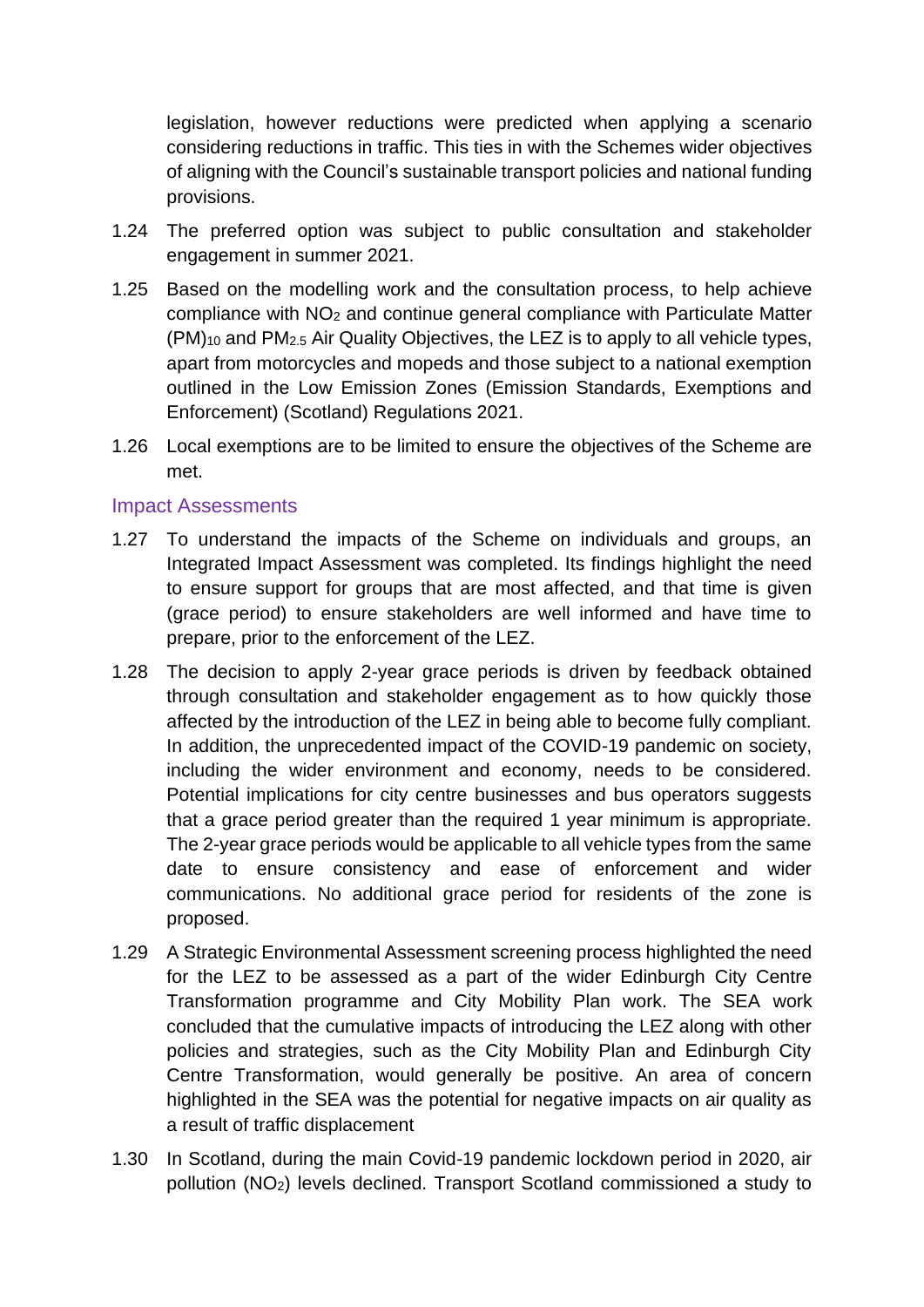legislation, however reductions were predicted when applying a scenario considering reductions in traffic. This ties in with the Schemes wider objectives of aligning with the Council's sustainable transport policies and national funding provisions.

1.24 The preferred option was subject to public consultation and stakeholder engagement in summer 2021.

1.25 Based on the modelling work and the consultation process, to help achieve compliance with $NO_2$ and continue general compliance with Particulate Matter $(PM)_{10}$ and $PM_{2.5}$ Air Quality Objectives, the LEZ is to apply to all vehicle types, apart from motorcycles and mopeds and those subject to a national exemption outlined in the Low Emission Zones (Emission Standards, Exemptions and Enforcement) (Scotland) Regulations 2021.

1.26 Local exemptions are to be limited to ensure the objectives of the Scheme are met.

## Impact Assessments

1.27 To understand the impacts of the Scheme on individuals and groups, an Integrated Impact Assessment was completed. Its findings highlight the need to ensure support for groups that are most affected, and that time is given (grace period) to ensure stakeholders are well informed and have time to prepare, prior to the enforcement of the LEZ.

1.28 The decision to apply 2-year grace periods is driven by feedback obtained through consultation and stakeholder engagement as to how quickly those affected by the introduction of the LEZ in being able to become fully compliant. In addition, the unprecedented impact of the COVID-19 pandemic on society, including the wider environment and economy, needs to be considered. Potential implications for city centre businesses and bus operators suggests that a grace period greater than the required 1 year minimum is appropriate. The 2-year grace periods would be applicable to all vehicle types from the same date to ensure consistency and ease of enforcement and wider communications. No additional grace period for residents of the zone is proposed.

1.29 A Strategic Environmental Assessment screening process highlighted the need for the LEZ to be assessed as a part of the wider Edinburgh City Centre Transformation programme and City Mobility Plan work. The SEA work concluded that the cumulative impacts of introducing the LEZ along with other policies and strategies, such as the City Mobility Plan and Edinburgh City Centre Transformation, would generally be positive. An area of concern highlighted in the SEA was the potential for negative impacts on air quality as a result of traffic displacement

1.30 In Scotland, during the main Covid-19 pandemic lockdown period in 2020, air pollution $(NO_2)$ levels declined. Transport Scotland commissioned a study to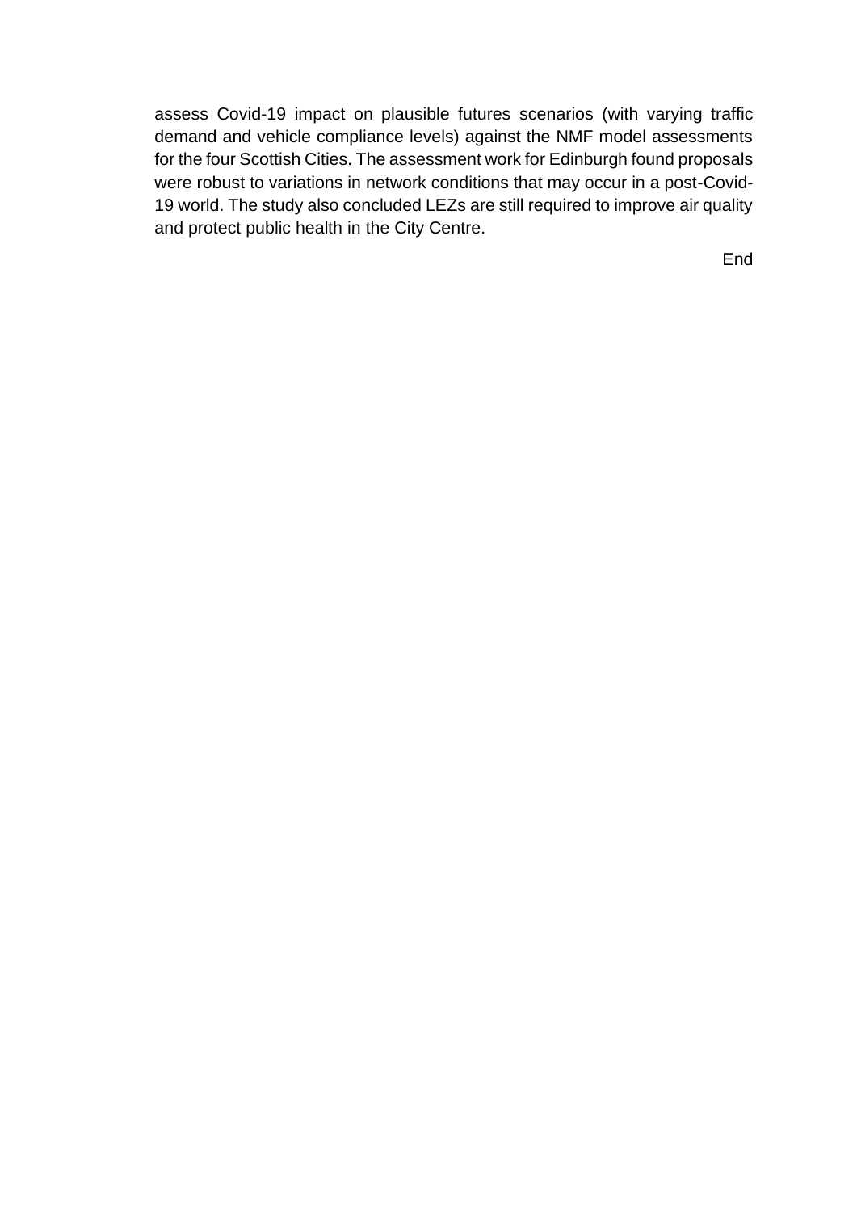assess Covid-19 impact on plausible futures scenarios (with varying traffic demand and vehicle compliance levels) against the NMF model assessments for the four Scottish Cities. The assessment work for Edinburgh found proposals were robust to variations in network conditions that may occur in a post-Covid-19 world. The study also concluded LEZs are still required to improve air quality and protect public health in the City Centre.

End